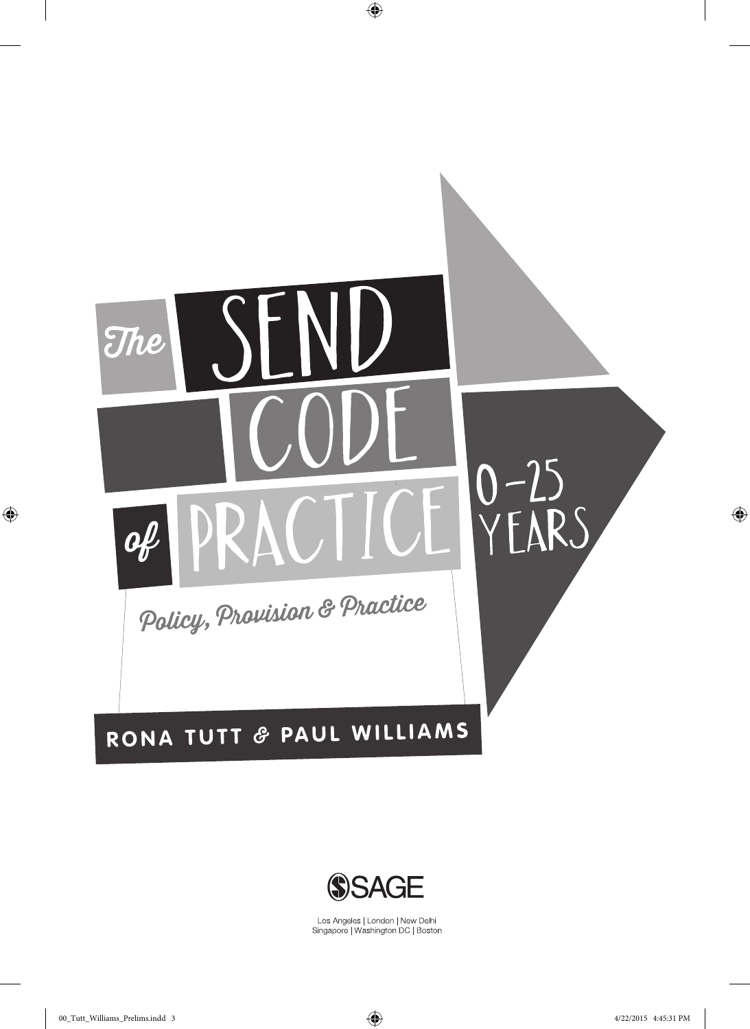# The SEND Code of Practice 0–25 Years

## Policy, Provision & Practice

**RONA TUTT & PAUL WILLIAMS**

SAGE

Los Angeles | London | New Delhi
Singapore | Washington DC | Boston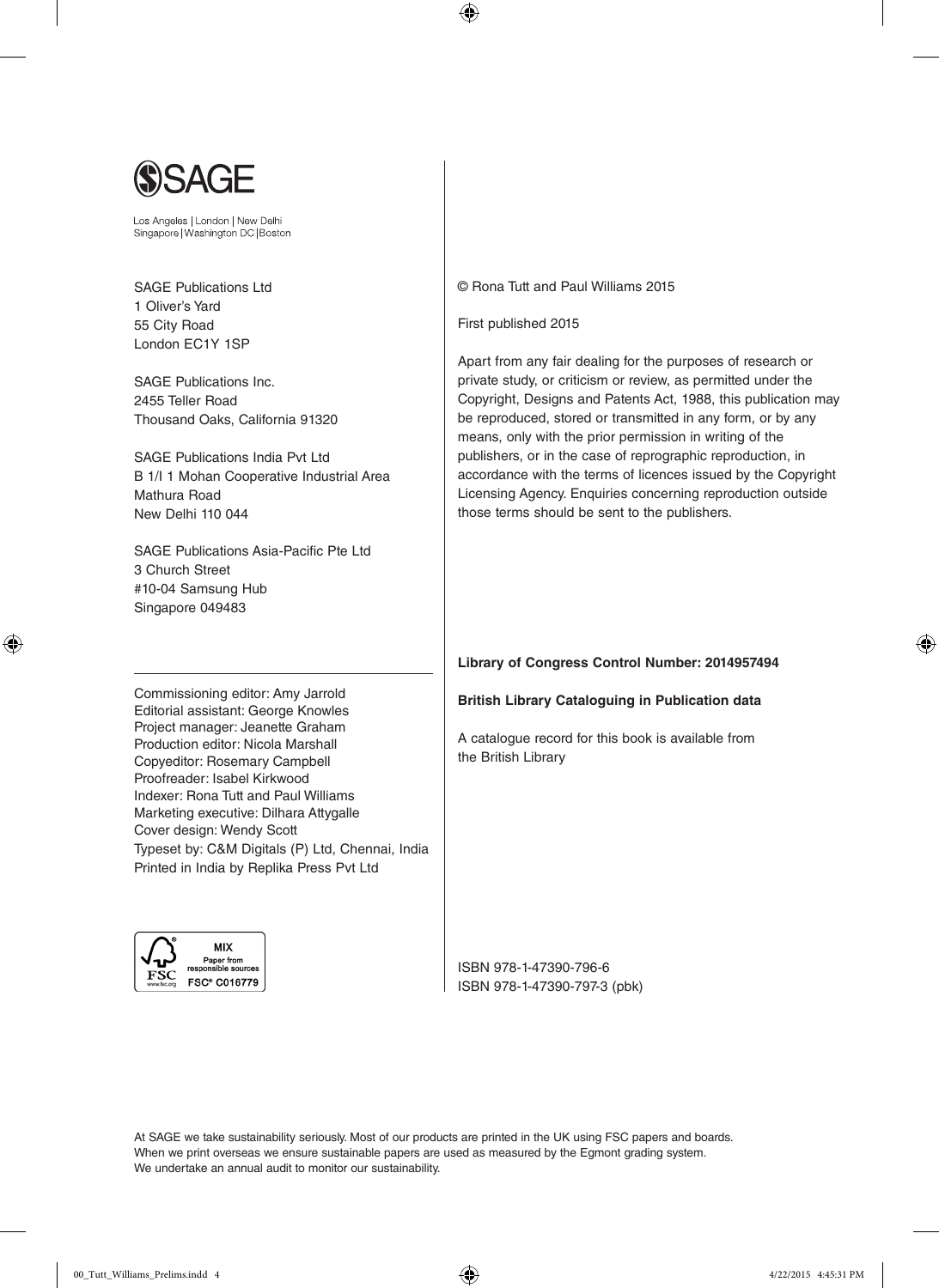SAGE

Los Angeles | London | New Delhi
Singapore | Washington DC | Boston

SAGE Publications Ltd
1 Oliver's Yard
55 City Road
London EC1Y 1SP

SAGE Publications Inc.
2455 Teller Road
Thousand Oaks, California 91320

SAGE Publications India Pvt Ltd
B 1/I 1 Mohan Cooperative Industrial Area
Mathura Road
New Delhi 110 044

SAGE Publications Asia-Pacific Pte Ltd
3 Church Street
#10-04 Samsung Hub
Singapore 049483

---

Commissioning editor: Amy Jarrold
Editorial assistant: George Knowles
Project manager: Jeanette Graham
Production editor: Nicola Marshall
Copyeditor: Rosemary Campbell
Proofreader: Isabel Kirkwood
Indexer: Rona Tutt and Paul Williams
Marketing executive: Dilhara Attygalle
Cover design: Wendy Scott
Typeset by: C&M Digitals (P) Ltd, Chennai, India
Printed in India by Replika Press Pvt Ltd

MIX
Paper from responsible sources
FSC® C016779
www.fsc.org

© Rona Tutt and Paul Williams 2015

First published 2015

Apart from any fair dealing for the purposes of research or private study, or criticism or review, as permitted under the Copyright, Designs and Patents Act, 1988, this publication may be reproduced, stored or transmitted in any form, or by any means, only with the prior permission in writing of the publishers, or in the case of reprographic reproduction, in accordance with the terms of licences issued by the Copyright Licensing Agency. Enquiries concerning reproduction outside those terms should be sent to the publishers.

**Library of Congress Control Number: 2014957494**

**British Library Cataloguing in Publication data**

A catalogue record for this book is available from the British Library

ISBN 978-1-47390-796-6
ISBN 978-1-47390-797-3 (pbk)

At SAGE we take sustainability seriously. Most of our products are printed in the UK using FSC papers and boards. When we print overseas we ensure sustainable papers are used as measured by the Egmont grading system. We undertake an annual audit to monitor our sustainability.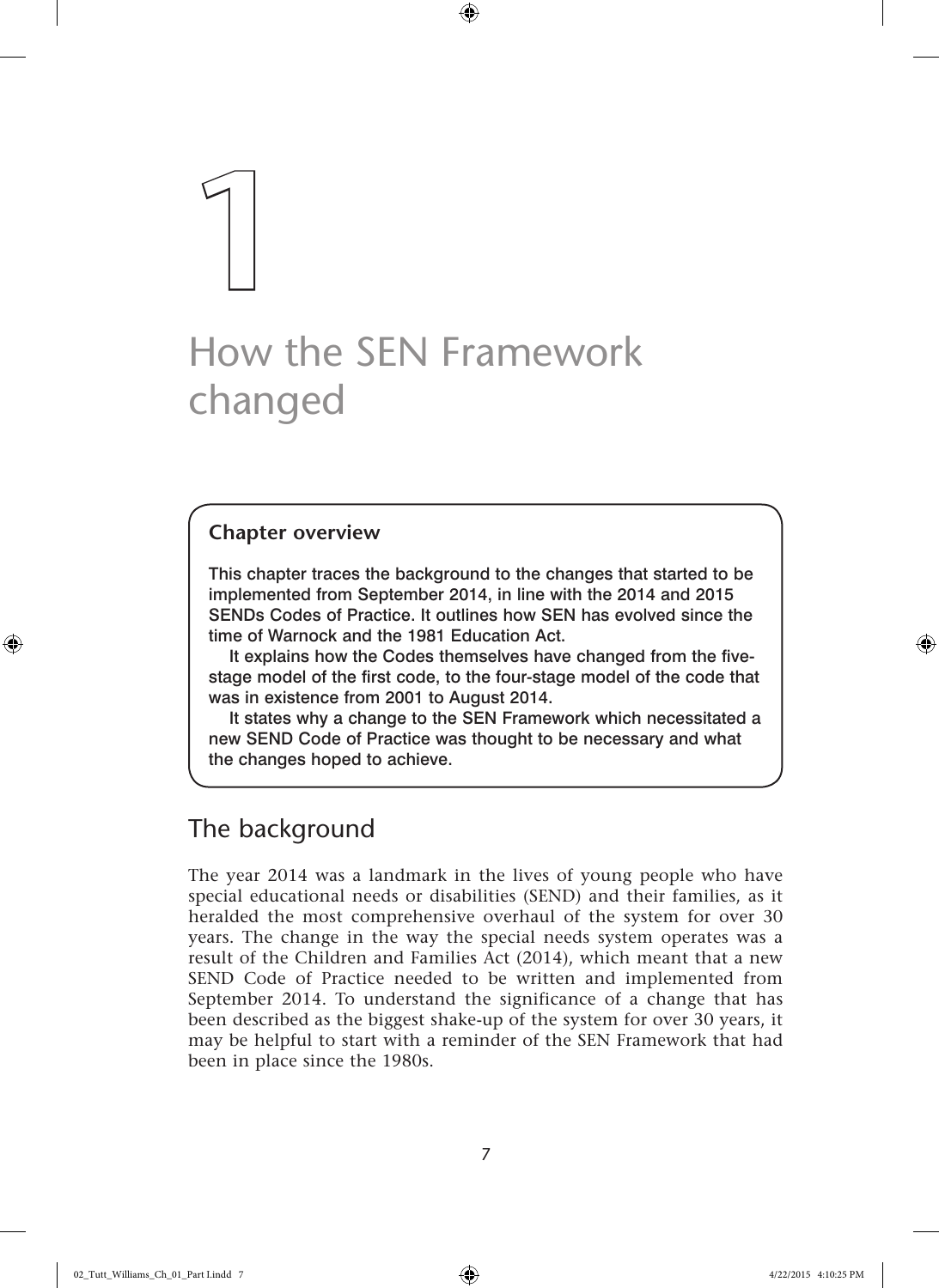# 1

# How the SEN Framework changed

**Chapter overview**

This chapter traces the background to the changes that started to be implemented from September 2014, in line with the 2014 and 2015 SENDs Codes of Practice. It outlines how SEN has evolved since the time of Warnock and the 1981 Education Act.

It explains how the Codes themselves have changed from the five-stage model of the first code, to the four-stage model of the code that was in existence from 2001 to August 2014.

It states why a change to the SEN Framework which necessitated a new SEND Code of Practice was thought to be necessary and what the changes hoped to achieve.

## The background

The year 2014 was a landmark in the lives of young people who have special educational needs or disabilities (SEND) and their families, as it heralded the most comprehensive overhaul of the system for over 30 years. The change in the way the special needs system operates was a result of the Children and Families Act (2014), which meant that a new SEND Code of Practice needed to be written and implemented from September 2014. To understand the significance of a change that has been described as the biggest shake-up of the system for over 30 years, it may be helpful to start with a reminder of the SEN Framework that had been in place since the 1980s.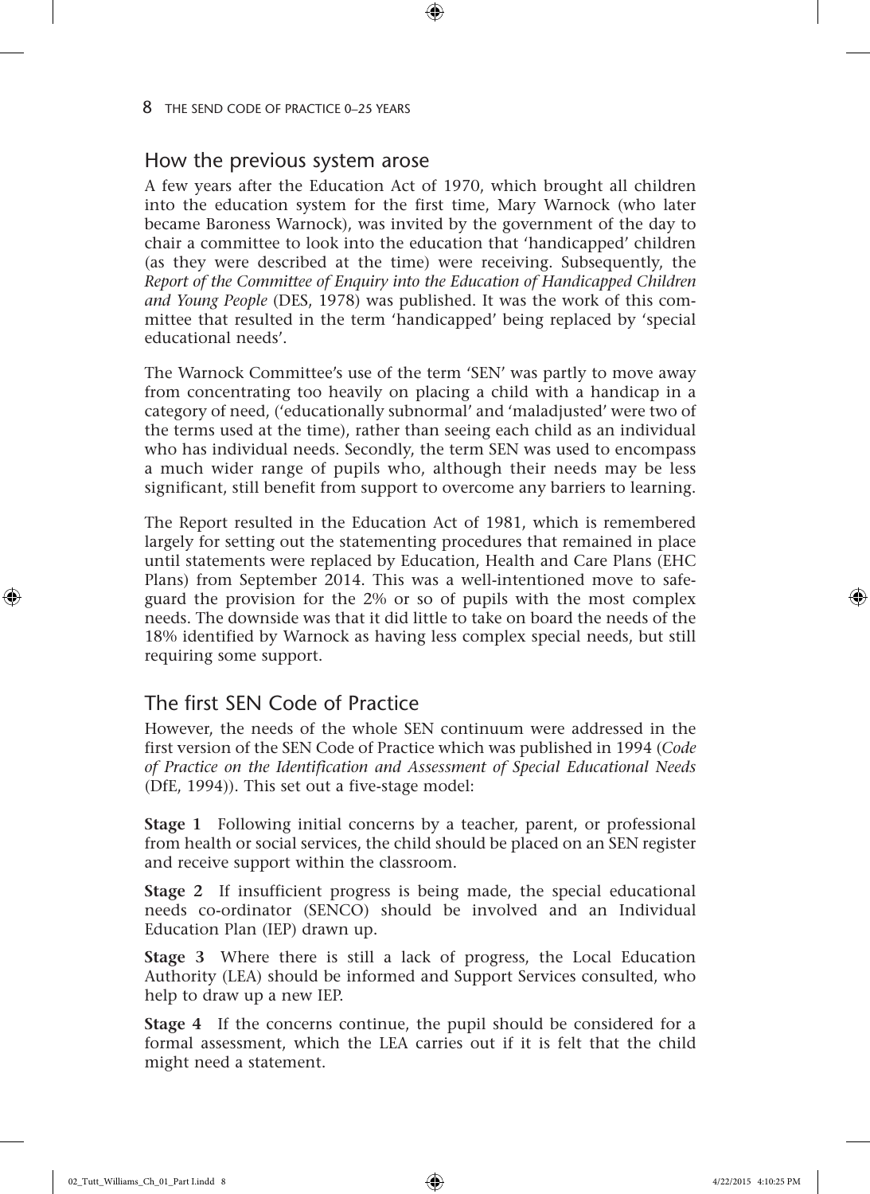## How the previous system arose

A few years after the Education Act of 1970, which brought all children into the education system for the first time, Mary Warnock (who later became Baroness Warnock), was invited by the government of the day to chair a committee to look into the education that 'handicapped' children (as they were described at the time) were receiving. Subsequently, the *Report of the Committee of Enquiry into the Education of Handicapped Children and Young People* (DES, 1978) was published. It was the work of this committee that resulted in the term 'handicapped' being replaced by 'special educational needs'.

The Warnock Committee's use of the term 'SEN' was partly to move away from concentrating too heavily on placing a child with a handicap in a category of need, ('educationally subnormal' and 'maladjusted' were two of the terms used at the time), rather than seeing each child as an individual who has individual needs. Secondly, the term SEN was used to encompass a much wider range of pupils who, although their needs may be less significant, still benefit from support to overcome any barriers to learning.

The Report resulted in the Education Act of 1981, which is remembered largely for setting out the statementing procedures that remained in place until statements were replaced by Education, Health and Care Plans (EHC Plans) from September 2014. This was a well-intentioned move to safeguard the provision for the 2% or so of pupils with the most complex needs. The downside was that it did little to take on board the needs of the 18% identified by Warnock as having less complex special needs, but still requiring some support.

## The first SEN Code of Practice

However, the needs of the whole SEN continuum were addressed in the first version of the SEN Code of Practice which was published in 1994 (*Code of Practice on the Identification and Assessment of Special Educational Needs* (DfE, 1994)). This set out a five-stage model:

**Stage 1** Following initial concerns by a teacher, parent, or professional from health or social services, the child should be placed on an SEN register and receive support within the classroom.

**Stage 2** If insufficient progress is being made, the special educational needs co-ordinator (SENCO) should be involved and an Individual Education Plan (IEP) drawn up.

**Stage 3** Where there is still a lack of progress, the Local Education Authority (LEA) should be informed and Support Services consulted, who help to draw up a new IEP.

**Stage 4** If the concerns continue, the pupil should be considered for a formal assessment, which the LEA carries out if it is felt that the child might need a statement.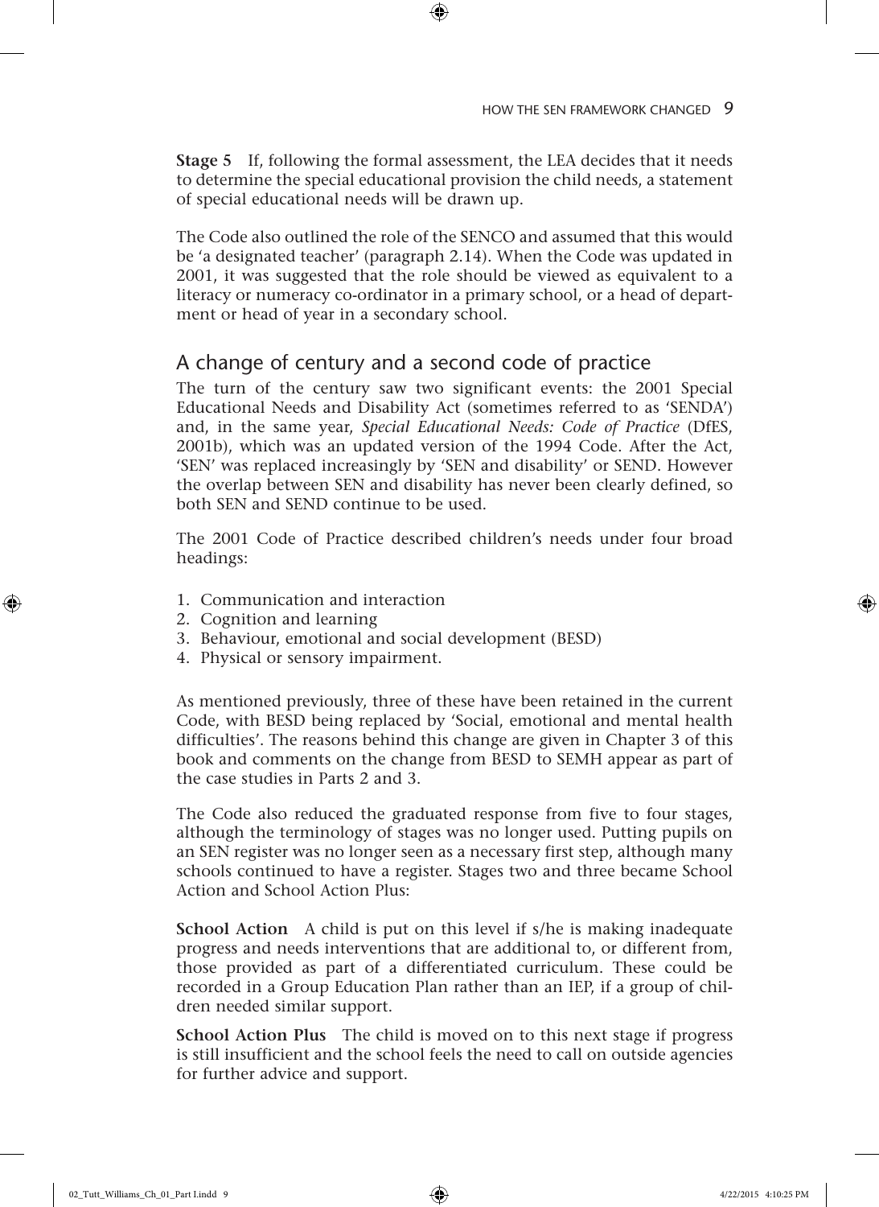**Stage 5** If, following the formal assessment, the LEA decides that it needs to determine the special educational provision the child needs, a statement of special educational needs will be drawn up.

The Code also outlined the role of the SENCO and assumed that this would be 'a designated teacher' (paragraph 2.14). When the Code was updated in 2001, it was suggested that the role should be viewed as equivalent to a literacy or numeracy co-ordinator in a primary school, or a head of department or head of year in a secondary school.

## A change of century and a second code of practice

The turn of the century saw two significant events: the 2001 Special Educational Needs and Disability Act (sometimes referred to as 'SENDA') and, in the same year, *Special Educational Needs: Code of Practice* (DfES, 2001b), which was an updated version of the 1994 Code. After the Act, 'SEN' was replaced increasingly by 'SEN and disability' or SEND. However the overlap between SEN and disability has never been clearly defined, so both SEN and SEND continue to be used.

The 2001 Code of Practice described children's needs under four broad headings:

1. Communication and interaction
2. Cognition and learning
3. Behaviour, emotional and social development (BESD)
4. Physical or sensory impairment.

As mentioned previously, three of these have been retained in the current Code, with BESD being replaced by 'Social, emotional and mental health difficulties'. The reasons behind this change are given in Chapter 3 of this book and comments on the change from BESD to SEMH appear as part of the case studies in Parts 2 and 3.

The Code also reduced the graduated response from five to four stages, although the terminology of stages was no longer used. Putting pupils on an SEN register was no longer seen as a necessary first step, although many schools continued to have a register. Stages two and three became School Action and School Action Plus:

**School Action** A child is put on this level if s/he is making inadequate progress and needs interventions that are additional to, or different from, those provided as part of a differentiated curriculum. These could be recorded in a Group Education Plan rather than an IEP, if a group of children needed similar support.

**School Action Plus** The child is moved on to this next stage if progress is still insufficient and the school feels the need to call on outside agencies for further advice and support.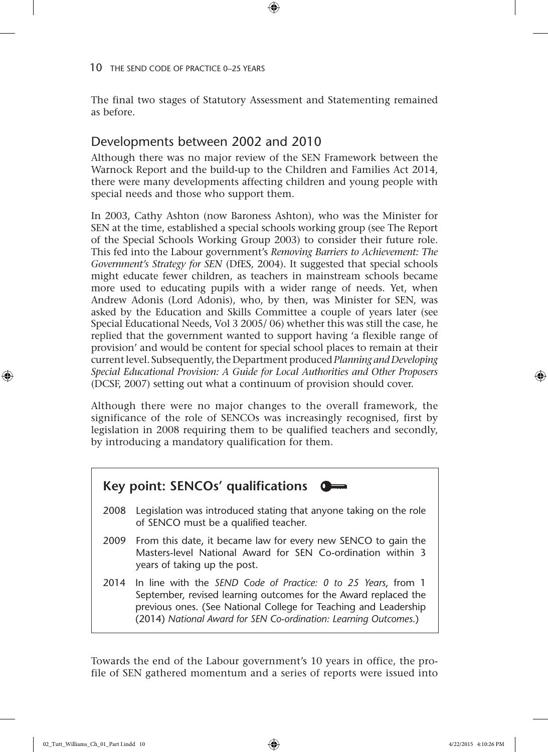The final two stages of Statutory Assessment and Statementing remained as before.

## Developments between 2002 and 2010

Although there was no major review of the SEN Framework between the Warnock Report and the build-up to the Children and Families Act 2014, there were many developments affecting children and young people with special needs and those who support them.

In 2003, Cathy Ashton (now Baroness Ashton), who was the Minister for SEN at the time, established a special schools working group (see The Report of the Special Schools Working Group 2003) to consider their future role. This fed into the Labour government's *Removing Barriers to Achievement: The Government's Strategy for SEN* (DfES, 2004). It suggested that special schools might educate fewer children, as teachers in mainstream schools became more used to educating pupils with a wider range of needs. Yet, when Andrew Adonis (Lord Adonis), who, by then, was Minister for SEN, was asked by the Education and Skills Committee a couple of years later (see Special Educational Needs, Vol 3 2005/ 06) whether this was still the case, he replied that the government wanted to support having 'a flexible range of provision' and would be content for special school places to remain at their current level. Subsequently, the Department produced *Planning and Developing Special Educational Provision: A Guide for Local Authorities and Other Proposers* (DCSF, 2007) setting out what a continuum of provision should cover.

Although there were no major changes to the overall framework, the significance of the role of SENCOs was increasingly recognised, first by legislation in 2008 requiring them to be qualified teachers and secondly, by introducing a mandatory qualification for them.

> **Key point: SENCOs' qualifications**
>
> 2008 Legislation was introduced stating that anyone taking on the role of SENCO must be a qualified teacher.
>
> 2009 From this date, it became law for every new SENCO to gain the Masters-level National Award for SEN Co-ordination within 3 years of taking up the post.
>
> 2014 In line with the *SEND Code of Practice: 0 to 25 Years*, from 1 September, revised learning outcomes for the Award replaced the previous ones. (See National College for Teaching and Leadership (2014) *National Award for SEN Co-ordination: Learning Outcomes*.)

Towards the end of the Labour government's 10 years in office, the profile of SEN gathered momentum and a series of reports were issued into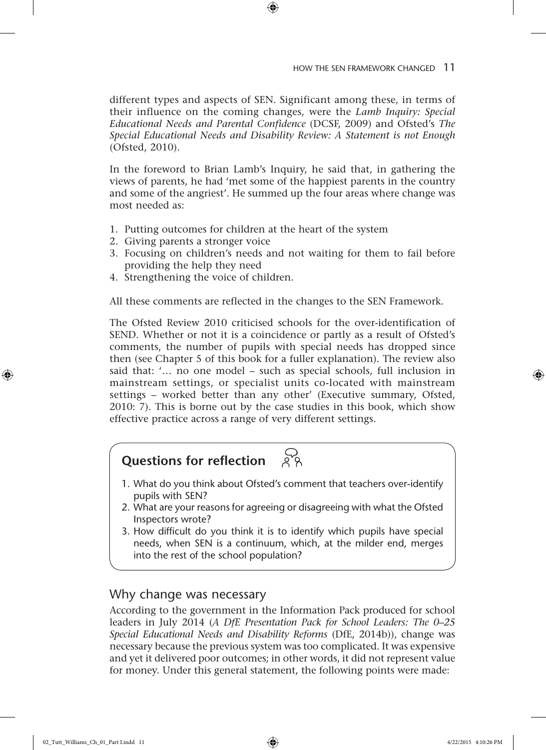different types and aspects of SEN. Significant among these, in terms of their influence on the coming changes, were the *Lamb Inquiry: Special Educational Needs and Parental Confidence* (DCSF, 2009) and Ofsted's *The Special Educational Needs and Disability Review: A Statement is not Enough* (Ofsted, 2010).

In the foreword to Brian Lamb's Inquiry, he said that, in gathering the views of parents, he had 'met some of the happiest parents in the country and some of the angriest'. He summed up the four areas where change was most needed as:

1. Putting outcomes for children at the heart of the system
2. Giving parents a stronger voice
3. Focusing on children's needs and not waiting for them to fail before providing the help they need
4. Strengthening the voice of children.

All these comments are reflected in the changes to the SEN Framework.

The Ofsted Review 2010 criticised schools for the over-identification of SEND. Whether or not it is a coincidence or partly as a result of Ofsted's comments, the number of pupils with special needs has dropped since then (see Chapter 5 of this book for a fuller explanation). The review also said that: '… no one model – such as special schools, full inclusion in mainstream settings, or specialist units co-located with mainstream settings – worked better than any other' (Executive summary, Ofsted, 2010: 7). This is borne out by the case studies in this book, which show effective practice across a range of very different settings.

**Questions for reflection**

1. What do you think about Ofsted's comment that teachers over-identify pupils with SEN?
2. What are your reasons for agreeing or disagreeing with what the Ofsted Inspectors wrote?
3. How difficult do you think it is to identify which pupils have special needs, when SEN is a continuum, which, at the milder end, merges into the rest of the school population?

## Why change was necessary

According to the government in the Information Pack produced for school leaders in July 2014 (*A DfE Presentation Pack for School Leaders: The 0–25 Special Educational Needs and Disability Reforms* (DfE, 2014b)), change was necessary because the previous system was too complicated. It was expensive and yet it delivered poor outcomes; in other words, it did not represent value for money. Under this general statement, the following points were made: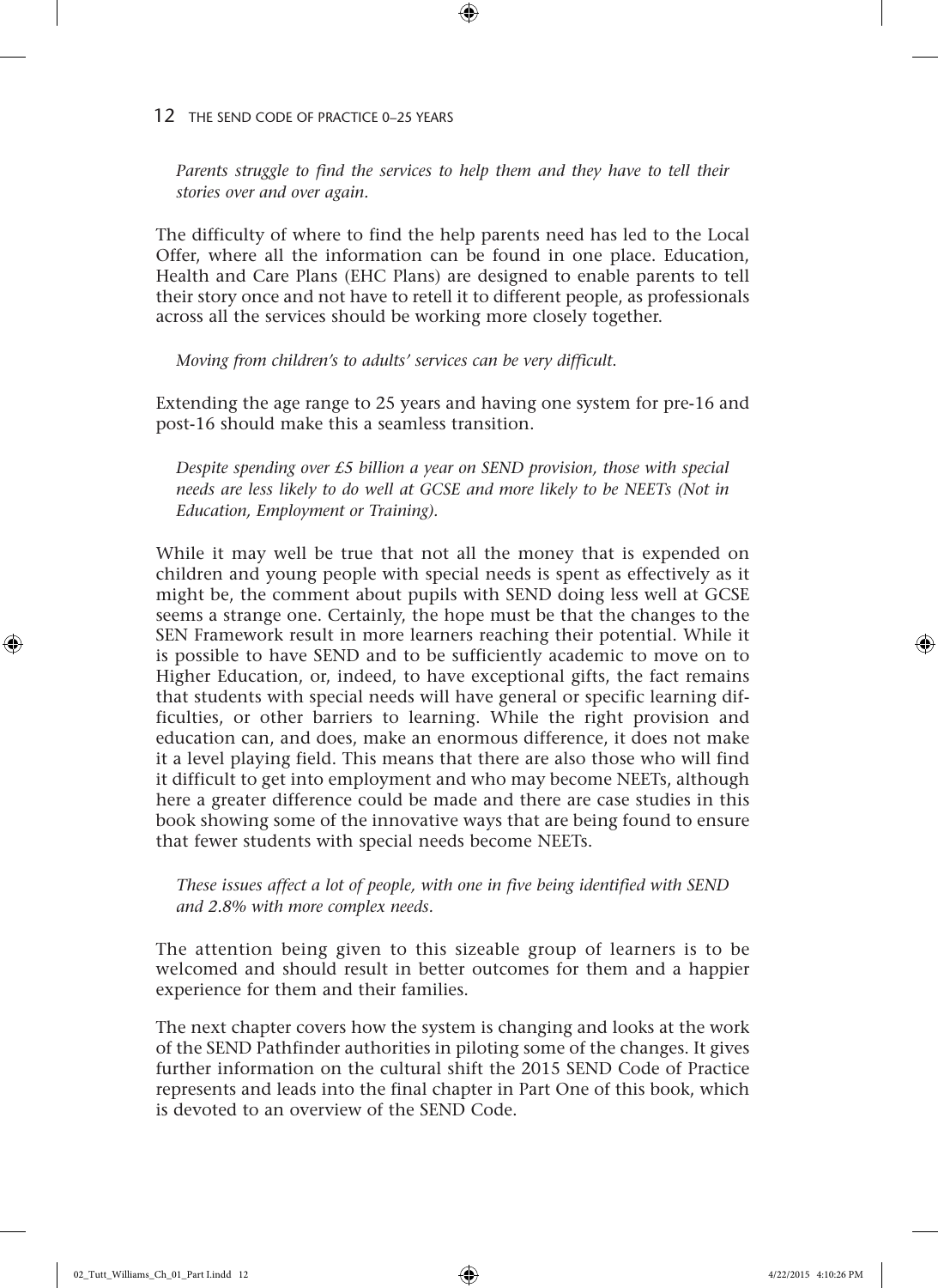*Parents struggle to find the services to help them and they have to tell their stories over and over again.*

The difficulty of where to find the help parents need has led to the Local Offer, where all the information can be found in one place. Education, Health and Care Plans (EHC Plans) are designed to enable parents to tell their story once and not have to retell it to different people, as professionals across all the services should be working more closely together.

*Moving from children's to adults' services can be very difficult.*

Extending the age range to 25 years and having one system for pre-16 and post-16 should make this a seamless transition.

*Despite spending over £5 billion a year on SEND provision, those with special needs are less likely to do well at GCSE and more likely to be NEETs (Not in Education, Employment or Training).*

While it may well be true that not all the money that is expended on children and young people with special needs is spent as effectively as it might be, the comment about pupils with SEND doing less well at GCSE seems a strange one. Certainly, the hope must be that the changes to the SEN Framework result in more learners reaching their potential. While it is possible to have SEND and to be sufficiently academic to move on to Higher Education, or, indeed, to have exceptional gifts, the fact remains that students with special needs will have general or specific learning difficulties, or other barriers to learning. While the right provision and education can, and does, make an enormous difference, it does not make it a level playing field. This means that there are also those who will find it difficult to get into employment and who may become NEETs, although here a greater difference could be made and there are case studies in this book showing some of the innovative ways that are being found to ensure that fewer students with special needs become NEETs.

*These issues affect a lot of people, with one in five being identified with SEND and 2.8% with more complex needs.*

The attention being given to this sizeable group of learners is to be welcomed and should result in better outcomes for them and a happier experience for them and their families.

The next chapter covers how the system is changing and looks at the work of the SEND Pathfinder authorities in piloting some of the changes. It gives further information on the cultural shift the 2015 SEND Code of Practice represents and leads into the final chapter in Part One of this book, which is devoted to an overview of the SEND Code.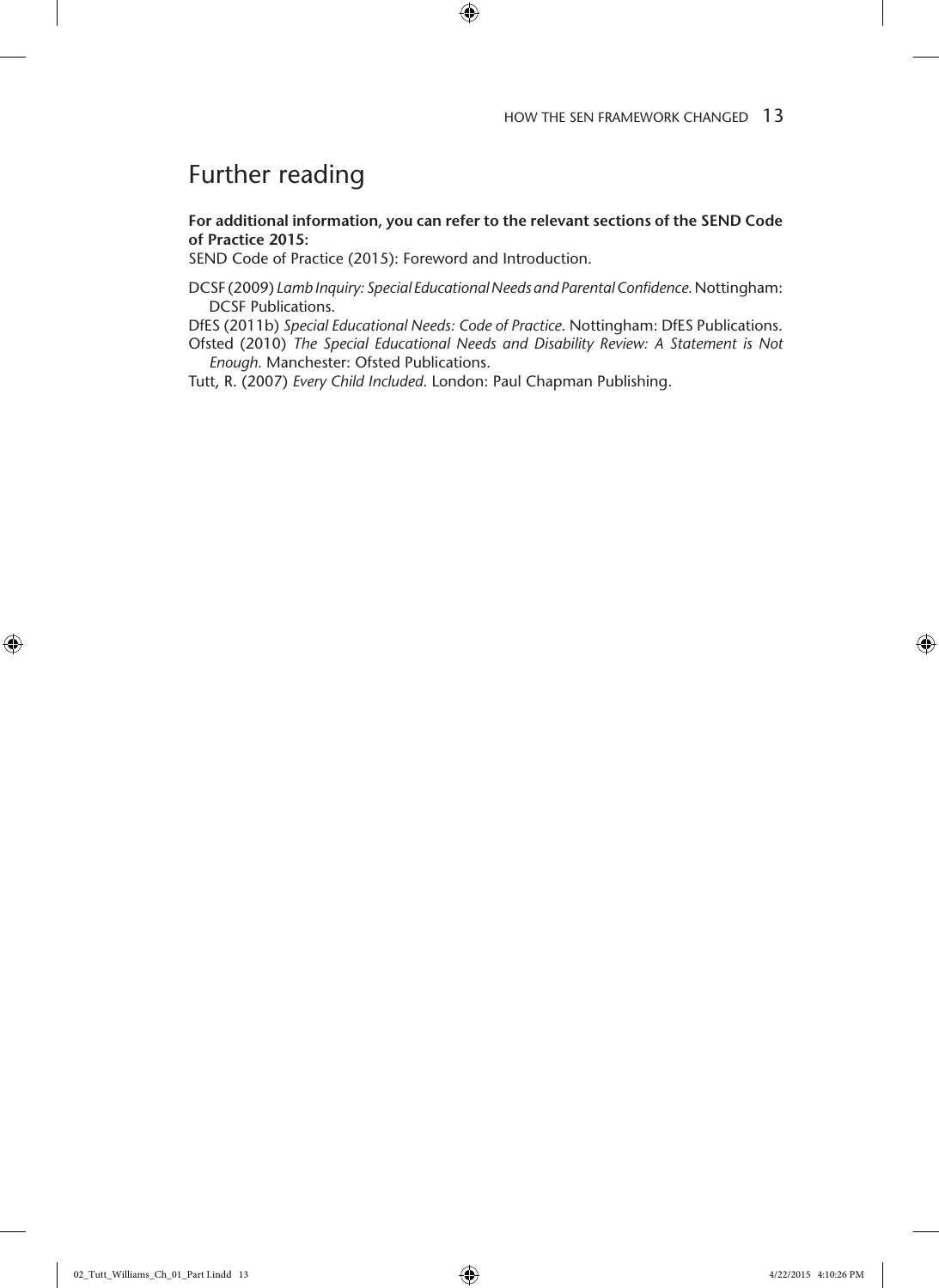## Further reading

**For additional information, you can refer to the relevant sections of the SEND Code of Practice 2015:**

SEND Code of Practice (2015): Foreword and Introduction.

DCSF (2009) *Lamb Inquiry: Special Educational Needs and Parental Confidence*. Nottingham: DCSF Publications.

DfES (2011b) *Special Educational Needs: Code of Practice*. Nottingham: DfES Publications.

Ofsted (2010) *The Special Educational Needs and Disability Review: A Statement is Not Enough*. Manchester: Ofsted Publications.

Tutt, R. (2007) *Every Child Included*. London: Paul Chapman Publishing.